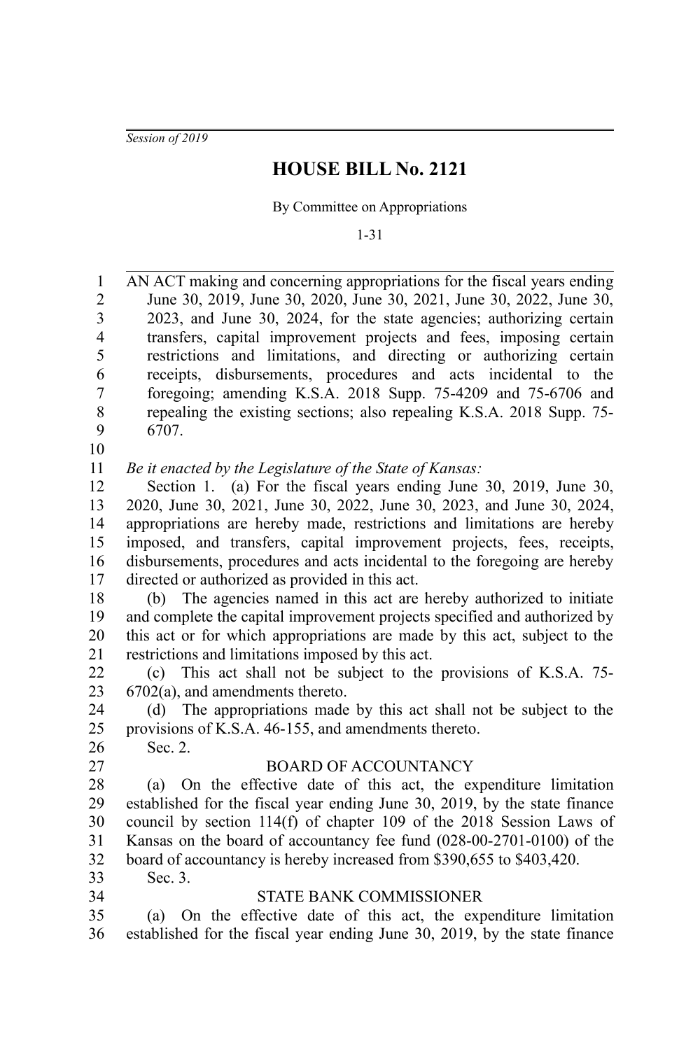*Session of 2019*

# HOUSE BILL No. 2121

By Committee on Appropriations

1-31

AN ACT making and concerning appropriations for the fiscal years ending June 30, 2019, June 30, 2020, June 30, 2021, June 30, 2022, June 30, 2023, and June 30, 2024, for the state agencies; authorizing certain transfers, capital improvement projects and fees, imposing certain restrictions and limitations, and directing or authorizing certain receipts, disbursements, procedures and acts incidental to the foregoing; amending K.S.A. 2018 Supp. 75-4209 and 75-6706 and repealing the existing sections; also repealing K.S.A. 2018 Supp. 75-6707.

*Be it enacted by the Legislature of the State of Kansas:*

Section 1. (a) For the fiscal years ending June 30, 2019, June 30, 2020, June 30, 2021, June 30, 2022, June 30, 2023, and June 30, 2024, appropriations are hereby made, restrictions and limitations are hereby imposed, and transfers, capital improvement projects, fees, receipts, disbursements, procedures and acts incidental to the foregoing are hereby directed or authorized as provided in this act.

(b) The agencies named in this act are hereby authorized to initiate and complete the capital improvement projects specified and authorized by this act or for which appropriations are made by this act, subject to the restrictions and limitations imposed by this act.

(c) This act shall not be subject to the provisions of K.S.A. 75-6702(a), and amendments thereto.

(d) The appropriations made by this act shall not be subject to the provisions of K.S.A. 46-155, and amendments thereto.

Sec. 2.

BOARD OF ACCOUNTANCY

(a) On the effective date of this act, the expenditure limitation established for the fiscal year ending June 30, 2019, by the state finance council by section 114(f) of chapter 109 of the 2018 Session Laws of Kansas on the board of accountancy fee fund (028-00-2701-0100) of the board of accountancy is hereby increased from $390,655 to $403,420.

Sec. 3.

STATE BANK COMMISSIONER

(a) On the effective date of this act, the expenditure limitation established for the fiscal year ending June 30, 2019, by the state finance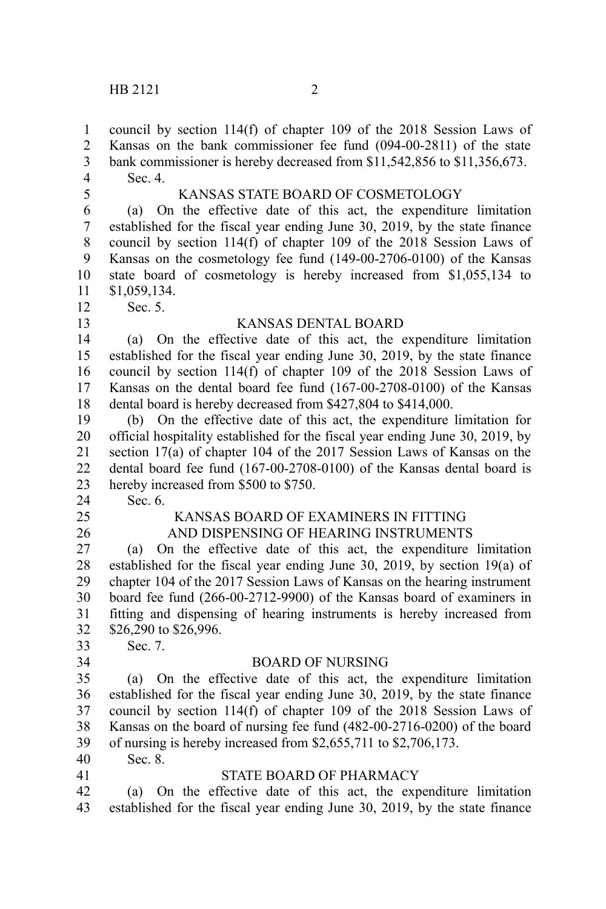council by section 114(f) of chapter 109 of the 2018 Session Laws of Kansas on the bank commissioner fee fund (094-00-2811) of the state bank commissioner is hereby decreased from $11,542,856 to $11,356,673.

Sec. 4.

KANSAS STATE BOARD OF COSMETOLOGY

(a) On the effective date of this act, the expenditure limitation established for the fiscal year ending June 30, 2019, by the state finance council by section 114(f) of chapter 109 of the 2018 Session Laws of Kansas on the cosmetology fee fund (149-00-2706-0100) of the Kansas state board of cosmetology is hereby increased from $1,055,134 to $1,059,134.

Sec. 5.

KANSAS DENTAL BOARD

(a) On the effective date of this act, the expenditure limitation established for the fiscal year ending June 30, 2019, by the state finance council by section 114(f) of chapter 109 of the 2018 Session Laws of Kansas on the dental board fee fund (167-00-2708-0100) of the Kansas dental board is hereby decreased from $427,804 to $414,000.

(b) On the effective date of this act, the expenditure limitation for official hospitality established for the fiscal year ending June 30, 2019, by section 17(a) of chapter 104 of the 2017 Session Laws of Kansas on the dental board fee fund (167-00-2708-0100) of the Kansas dental board is hereby increased from $500 to $750.

Sec. 6.

KANSAS BOARD OF EXAMINERS IN FITTING AND DISPENSING OF HEARING INSTRUMENTS

(a) On the effective date of this act, the expenditure limitation established for the fiscal year ending June 30, 2019, by section 19(a) of chapter 104 of the 2017 Session Laws of Kansas on the hearing instrument board fee fund (266-00-2712-9900) of the Kansas board of examiners in fitting and dispensing of hearing instruments is hereby increased from $26,290 to $26,996.

Sec. 7.

BOARD OF NURSING

(a) On the effective date of this act, the expenditure limitation established for the fiscal year ending June 30, 2019, by the state finance council by section 114(f) of chapter 109 of the 2018 Session Laws of Kansas on the board of nursing fee fund (482-00-2716-0200) of the board of nursing is hereby increased from $2,655,711 to $2,706,173.

Sec. 8.

STATE BOARD OF PHARMACY

(a) On the effective date of this act, the expenditure limitation established for the fiscal year ending June 30, 2019, by the state finance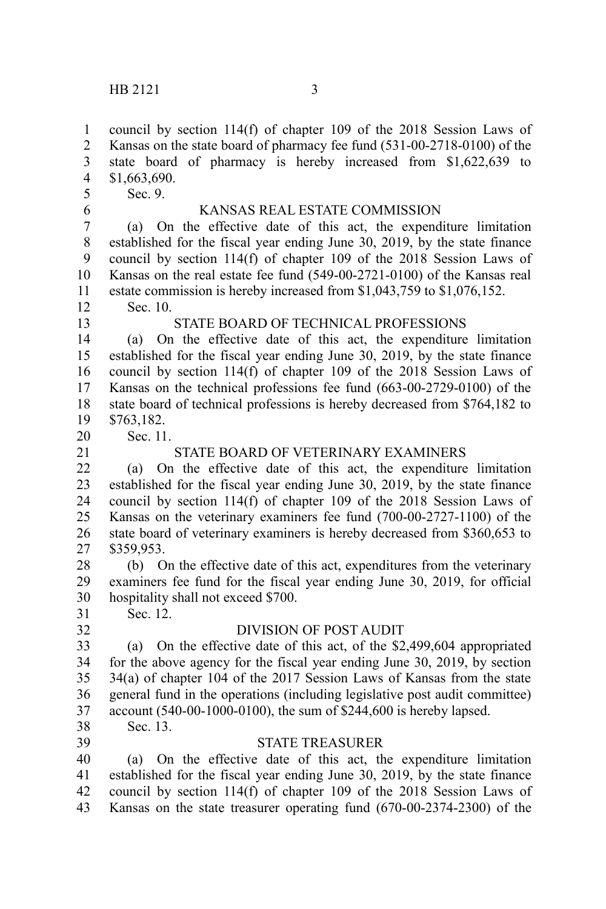council by section 114(f) of chapter 109 of the 2018 Session Laws of Kansas on the state board of pharmacy fee fund (531-00-2718-0100) of the state board of pharmacy is hereby increased from $1,622,639 to $1,663,690.

Sec. 9.

KANSAS REAL ESTATE COMMISSION

(a) On the effective date of this act, the expenditure limitation established for the fiscal year ending June 30, 2019, by the state finance council by section 114(f) of chapter 109 of the 2018 Session Laws of Kansas on the real estate fee fund (549-00-2721-0100) of the Kansas real estate commission is hereby increased from $1,043,759 to $1,076,152.

Sec. 10.

STATE BOARD OF TECHNICAL PROFESSIONS

(a) On the effective date of this act, the expenditure limitation established for the fiscal year ending June 30, 2019, by the state finance council by section 114(f) of chapter 109 of the 2018 Session Laws of Kansas on the technical professions fee fund (663-00-2729-0100) of the state board of technical professions is hereby decreased from $764,182 to $763,182.

Sec. 11.

STATE BOARD OF VETERINARY EXAMINERS

(a) On the effective date of this act, the expenditure limitation established for the fiscal year ending June 30, 2019, by the state finance council by section 114(f) of chapter 109 of the 2018 Session Laws of Kansas on the veterinary examiners fee fund (700-00-2727-1100) of the state board of veterinary examiners is hereby decreased from $360,653 to $359,953.

(b) On the effective date of this act, expenditures from the veterinary examiners fee fund for the fiscal year ending June 30, 2019, for official hospitality shall not exceed $700.

Sec. 12.

DIVISION OF POST AUDIT

(a) On the effective date of this act, of the $2,499,604 appropriated for the above agency for the fiscal year ending June 30, 2019, by section 34(a) of chapter 104 of the 2017 Session Laws of Kansas from the state general fund in the operations (including legislative post audit committee) account (540-00-1000-0100), the sum of $244,600 is hereby lapsed.

Sec. 13.

STATE TREASURER

(a) On the effective date of this act, the expenditure limitation established for the fiscal year ending June 30, 2019, by the state finance council by section 114(f) of chapter 109 of the 2018 Session Laws of Kansas on the state treasurer operating fund (670-00-2374-2300) of the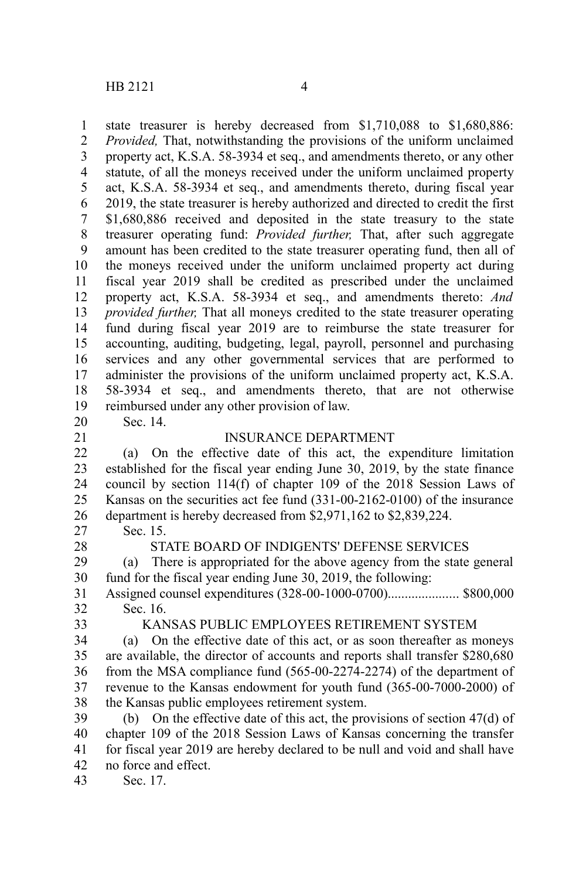state treasurer is hereby decreased from $1,710,088 to $1,680,886: *Provided,* That, notwithstanding the provisions of the uniform unclaimed property act, K.S.A. 58-3934 et seq., and amendments thereto, or any other statute, of all the moneys received under the uniform unclaimed property act, K.S.A. 58-3934 et seq., and amendments thereto, during fiscal year 2019, the state treasurer is hereby authorized and directed to credit the first $1,680,886 received and deposited in the state treasury to the state treasurer operating fund: *Provided further,* That, after such aggregate amount has been credited to the state treasurer operating fund, then all of the moneys received under the uniform unclaimed property act during fiscal year 2019 shall be credited as prescribed under the unclaimed property act, K.S.A. 58-3934 et seq., and amendments thereto: *And provided further,* That all moneys credited to the state treasurer operating fund during fiscal year 2019 are to reimburse the state treasurer for accounting, auditing, budgeting, legal, payroll, personnel and purchasing services and any other governmental services that are performed to administer the provisions of the uniform unclaimed property act, K.S.A. 58-3934 et seq., and amendments thereto, that are not otherwise reimbursed under any other provision of law.

Sec. 14.

INSURANCE DEPARTMENT

(a) On the effective date of this act, the expenditure limitation established for the fiscal year ending June 30, 2019, by the state finance council by section 114(f) of chapter 109 of the 2018 Session Laws of Kansas on the securities act fee fund (331-00-2162-0100) of the insurance department is hereby decreased from $2,971,162 to $2,839,224.

Sec. 15.

STATE BOARD OF INDIGENTS' DEFENSE SERVICES

(a) There is appropriated for the above agency from the state general fund for the fiscal year ending June 30, 2019, the following:

Assigned counsel expenditures (328-00-1000-0700)..................... $800,000

Sec. 16.

KANSAS PUBLIC EMPLOYEES RETIREMENT SYSTEM

(a) On the effective date of this act, or as soon thereafter as moneys are available, the director of accounts and reports shall transfer $280,680 from the MSA compliance fund (565-00-2274-2274) of the department of revenue to the Kansas endowment for youth fund (365-00-7000-2000) of the Kansas public employees retirement system.

(b) On the effective date of this act, the provisions of section 47(d) of chapter 109 of the 2018 Session Laws of Kansas concerning the transfer for fiscal year 2019 are hereby declared to be null and void and shall have no force and effect.

Sec. 17.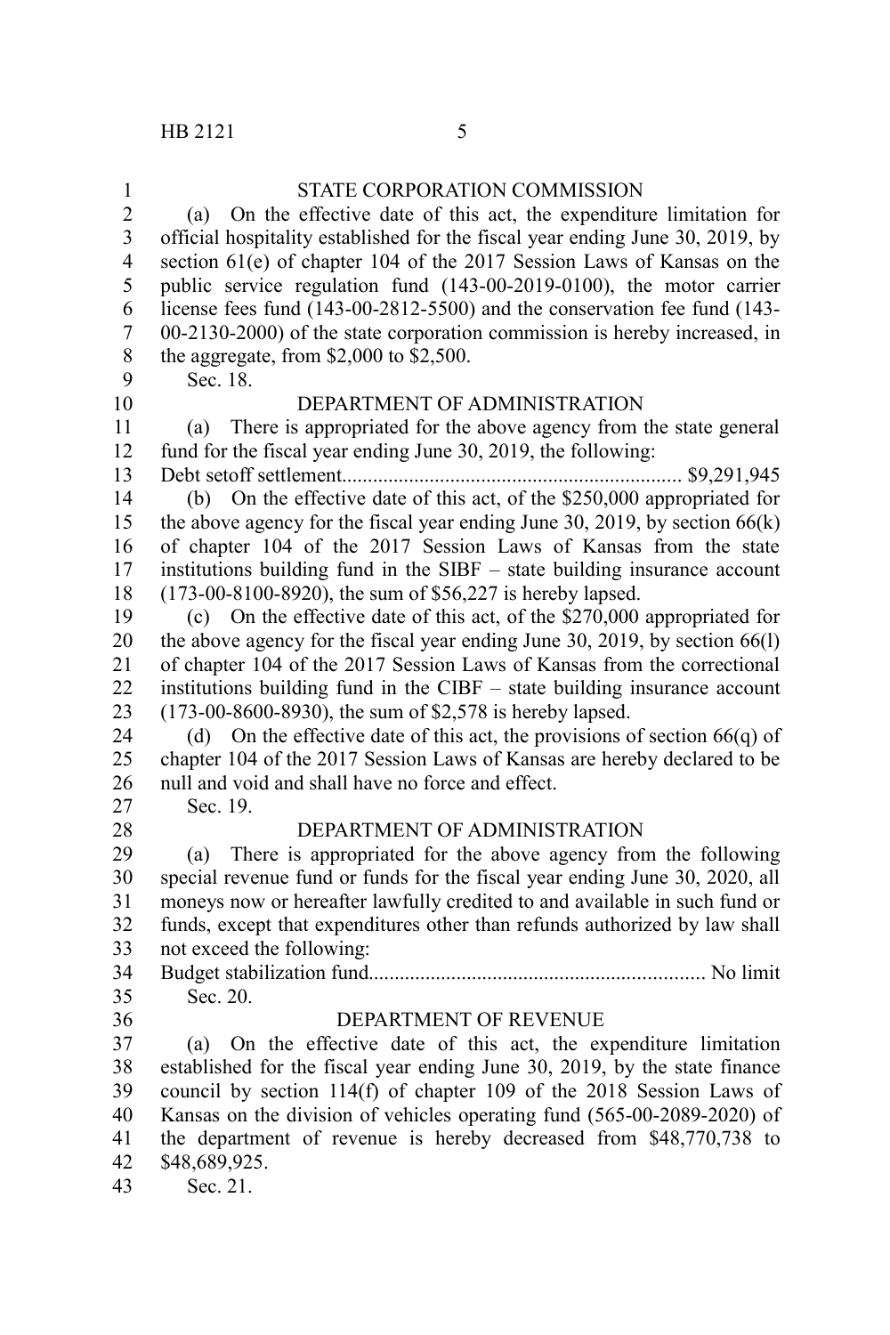STATE CORPORATION COMMISSION

(a) On the effective date of this act, the expenditure limitation for official hospitality established for the fiscal year ending June 30, 2019, by section 61(e) of chapter 104 of the 2017 Session Laws of Kansas on the public service regulation fund (143-00-2019-0100), the motor carrier license fees fund (143-00-2812-5500) and the conservation fee fund (143-00-2130-2000) of the state corporation commission is hereby increased, in the aggregate, from $2,000 to $2,500.

Sec. 18.

DEPARTMENT OF ADMINISTRATION

(a) There is appropriated for the above agency from the state general fund for the fiscal year ending June 30, 2019, the following:

Debt setoff settlement.................................................................. $9,291,945

(b) On the effective date of this act, of the $250,000 appropriated for the above agency for the fiscal year ending June 30, 2019, by section 66(k) of chapter 104 of the 2017 Session Laws of Kansas from the state institutions building fund in the SIBF – state building insurance account (173-00-8100-8920), the sum of $56,227 is hereby lapsed.

(c) On the effective date of this act, of the $270,000 appropriated for the above agency for the fiscal year ending June 30, 2019, by section 66(l) of chapter 104 of the 2017 Session Laws of Kansas from the correctional institutions building fund in the CIBF – state building insurance account (173-00-8600-8930), the sum of $2,578 is hereby lapsed.

(d) On the effective date of this act, the provisions of section 66(q) of chapter 104 of the 2017 Session Laws of Kansas are hereby declared to be null and void and shall have no force and effect.

Sec. 19.

DEPARTMENT OF ADMINISTRATION

(a) There is appropriated for the above agency from the following special revenue fund or funds for the fiscal year ending June 30, 2020, all moneys now or hereafter lawfully credited to and available in such fund or funds, except that expenditures other than refunds authorized by law shall not exceed the following:

Budget stabilization fund................................................................ No limit

Sec. 20.

DEPARTMENT OF REVENUE

(a) On the effective date of this act, the expenditure limitation established for the fiscal year ending June 30, 2019, by the state finance council by section 114(f) of chapter 109 of the 2018 Session Laws of Kansas on the division of vehicles operating fund (565-00-2089-2020) of the department of revenue is hereby decreased from $48,770,738 to $48,689,925.

Sec. 21.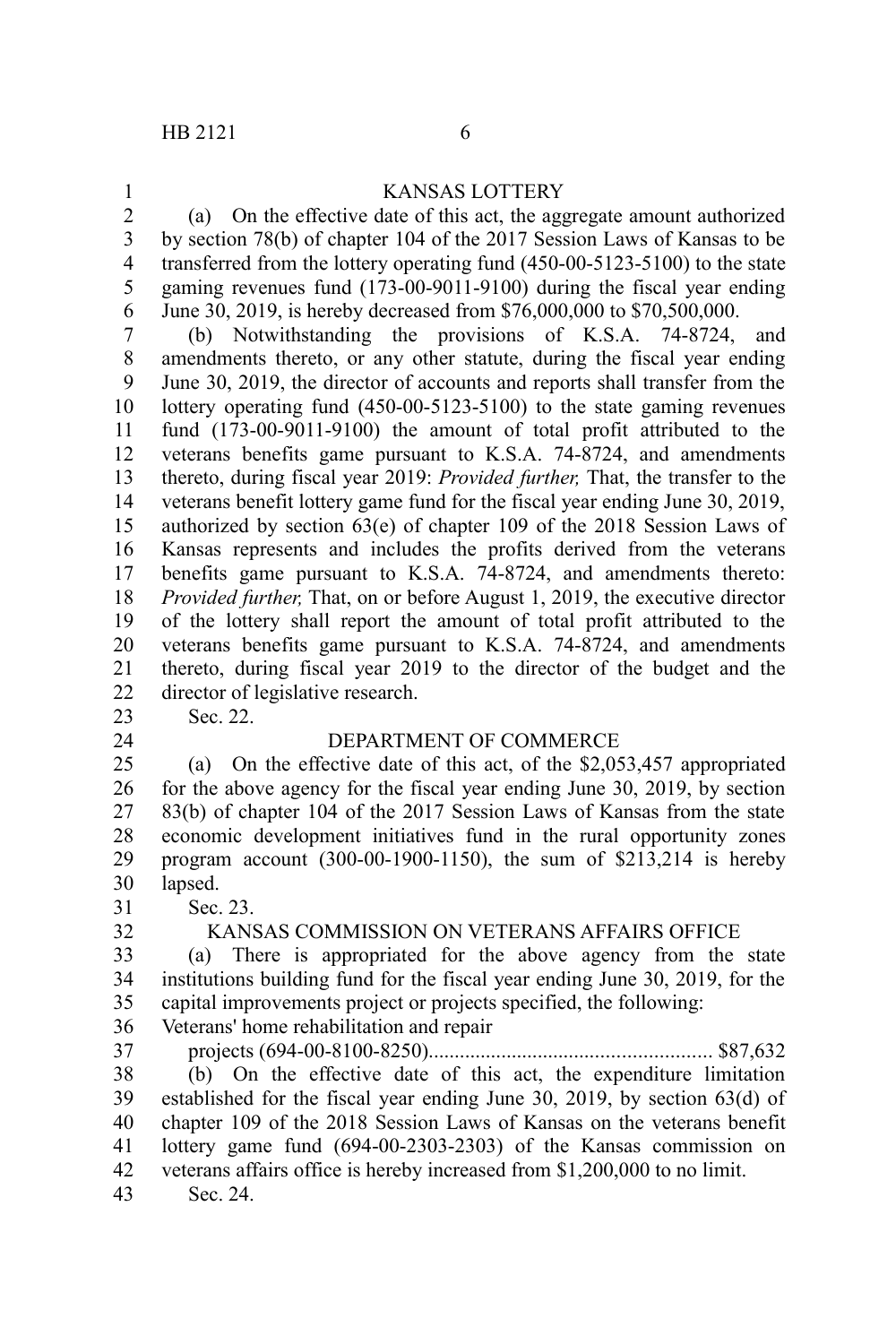KANSAS LOTTERY

(a) On the effective date of this act, the aggregate amount authorized by section 78(b) of chapter 104 of the 2017 Session Laws of Kansas to be transferred from the lottery operating fund (450-00-5123-5100) to the state gaming revenues fund (173-00-9011-9100) during the fiscal year ending June 30, 2019, is hereby decreased from $76,000,000 to $70,500,000.

(b) Notwithstanding the provisions of K.S.A. 74-8724, and amendments thereto, or any other statute, during the fiscal year ending June 30, 2019, the director of accounts and reports shall transfer from the lottery operating fund (450-00-5123-5100) to the state gaming revenues fund (173-00-9011-9100) the amount of total profit attributed to the veterans benefits game pursuant to K.S.A. 74-8724, and amendments thereto, during fiscal year 2019: *Provided further,* That, the transfer to the veterans benefit lottery game fund for the fiscal year ending June 30, 2019, authorized by section 63(e) of chapter 109 of the 2018 Session Laws of Kansas represents and includes the profits derived from the veterans benefits game pursuant to K.S.A. 74-8724, and amendments thereto: *Provided further,* That, on or before August 1, 2019, the executive director of the lottery shall report the amount of total profit attributed to the veterans benefits game pursuant to K.S.A. 74-8724, and amendments thereto, during fiscal year 2019 to the director of the budget and the director of legislative research.

Sec. 22.

DEPARTMENT OF COMMERCE

(a) On the effective date of this act, of the $2,053,457 appropriated for the above agency for the fiscal year ending June 30, 2019, by section 83(b) of chapter 104 of the 2017 Session Laws of Kansas from the state economic development initiatives fund in the rural opportunity zones program account (300-00-1900-1150), the sum of $213,214 is hereby lapsed.

Sec. 23.

KANSAS COMMISSION ON VETERANS AFFAIRS OFFICE

(a) There is appropriated for the above agency from the state institutions building fund for the fiscal year ending June 30, 2019, for the capital improvements project or projects specified, the following:

Veterans' home rehabilitation and repair projects (694-00-8100-8250)..................................................... $87,632

(b) On the effective date of this act, the expenditure limitation established for the fiscal year ending June 30, 2019, by section 63(d) of chapter 109 of the 2018 Session Laws of Kansas on the veterans benefit lottery game fund (694-00-2303-2303) of the Kansas commission on veterans affairs office is hereby increased from $1,200,000 to no limit.

Sec. 24.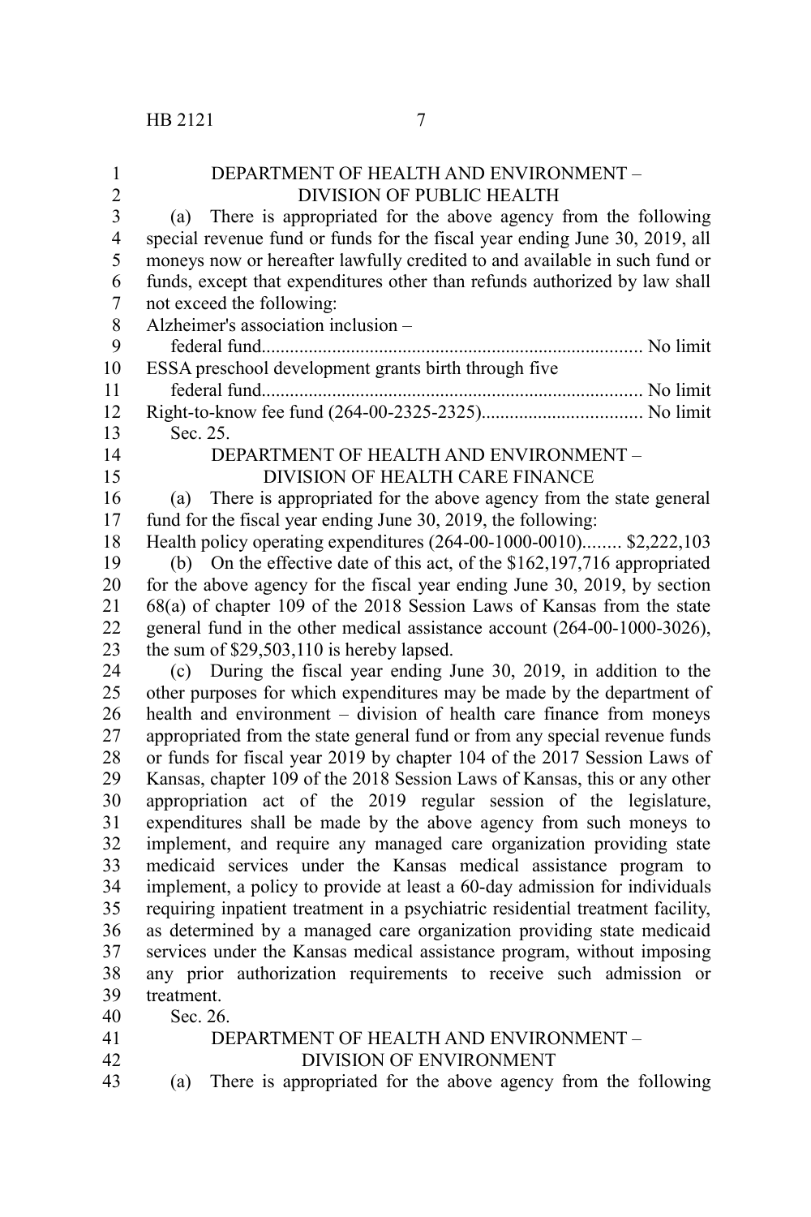DEPARTMENT OF HEALTH AND ENVIRONMENT –
DIVISION OF PUBLIC HEALTH

(a) There is appropriated for the above agency from the following special revenue fund or funds for the fiscal year ending June 30, 2019, all moneys now or hereafter lawfully credited to and available in such fund or funds, except that expenditures other than refunds authorized by law shall not exceed the following:

Alzheimer's association inclusion –
federal fund................................................................................ No limit
ESSA preschool development grants birth through five
federal fund................................................................................ No limit
Right-to-know fee fund (264-00-2325-2325).................................. No limit

Sec. 25.

DEPARTMENT OF HEALTH AND ENVIRONMENT –
DIVISION OF HEALTH CARE FINANCE

(a) There is appropriated for the above agency from the state general fund for the fiscal year ending June 30, 2019, the following:

Health policy operating expenditures (264-00-1000-0010)........ $2,222,103

(b) On the effective date of this act, of the $162,197,716 appropriated for the above agency for the fiscal year ending June 30, 2019, by section 68(a) of chapter 109 of the 2018 Session Laws of Kansas from the state general fund in the other medical assistance account (264-00-1000-3026), the sum of $29,503,110 is hereby lapsed.

(c) During the fiscal year ending June 30, 2019, in addition to the other purposes for which expenditures may be made by the department of health and environment – division of health care finance from moneys appropriated from the state general fund or from any special revenue funds or funds for fiscal year 2019 by chapter 104 of the 2017 Session Laws of Kansas, chapter 109 of the 2018 Session Laws of Kansas, this or any other appropriation act of the 2019 regular session of the legislature, expenditures shall be made by the above agency from such moneys to implement, and require any managed care organization providing state medicaid services under the Kansas medical assistance program to implement, a policy to provide at least a 60-day admission for individuals requiring inpatient treatment in a psychiatric residential treatment facility, as determined by a managed care organization providing state medicaid services under the Kansas medical assistance program, without imposing any prior authorization requirements to receive such admission or treatment.

Sec. 26.

DEPARTMENT OF HEALTH AND ENVIRONMENT –
DIVISION OF ENVIRONMENT

(a) There is appropriated for the above agency from the following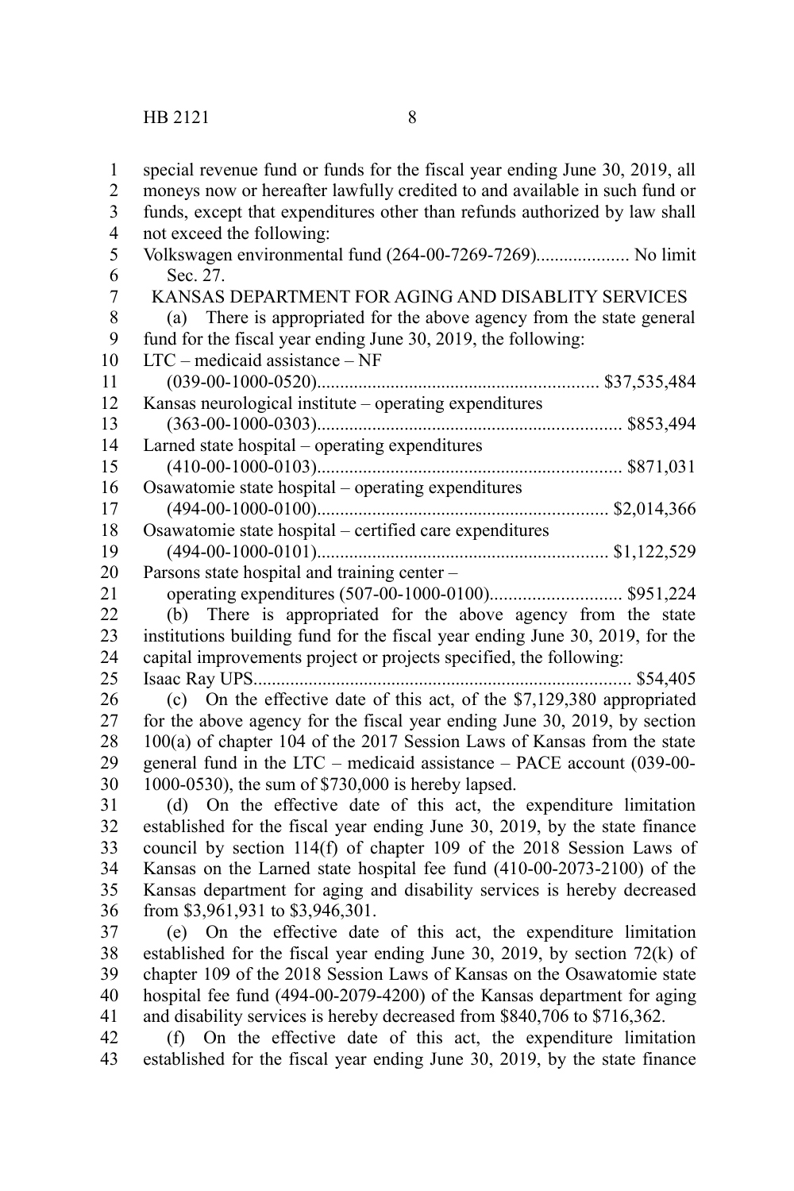special revenue fund or funds for the fiscal year ending June 30, 2019, all moneys now or hereafter lawfully credited to and available in such fund or funds, except that expenditures other than refunds authorized by law shall not exceed the following:

Volkswagen environmental fund (264-00-7269-7269).................... No limit

Sec. 27.

KANSAS DEPARTMENT FOR AGING AND DISABLITY SERVICES

(a) There is appropriated for the above agency from the state general fund for the fiscal year ending June 30, 2019, the following:

LTC – medicaid assistance – NF
(039-00-1000-0520)............................................................ $37,535,484

Kansas neurological institute – operating expenditures
(363-00-1000-0303)................................................................. $853,494

Larned state hospital – operating expenditures
(410-00-1000-0103)................................................................. $871,031

Osawatomie state hospital – operating expenditures
(494-00-1000-0100).............................................................. $2,014,366

Osawatomie state hospital – certified care expenditures
(494-00-1000-0101).............................................................. $1,122,529

Parsons state hospital and training center –
operating expenditures (507-00-1000-0100)............................ $951,224

(b) There is appropriated for the above agency from the state institutions building fund for the fiscal year ending June 30, 2019, for the capital improvements project or projects specified, the following:

Isaac Ray UPS................................................................................. $54,405

(c) On the effective date of this act, of the $7,129,380 appropriated for the above agency for the fiscal year ending June 30, 2019, by section 100(a) of chapter 104 of the 2017 Session Laws of Kansas from the state general fund in the LTC – medicaid assistance – PACE account (039-00-1000-0530), the sum of $730,000 is hereby lapsed.

(d) On the effective date of this act, the expenditure limitation established for the fiscal year ending June 30, 2019, by the state finance council by section 114(f) of chapter 109 of the 2018 Session Laws of Kansas on the Larned state hospital fee fund (410-00-2073-2100) of the Kansas department for aging and disability services is hereby decreased from $3,961,931 to $3,946,301.

(e) On the effective date of this act, the expenditure limitation established for the fiscal year ending June 30, 2019, by section 72(k) of chapter 109 of the 2018 Session Laws of Kansas on the Osawatomie state hospital fee fund (494-00-2079-4200) of the Kansas department for aging and disability services is hereby decreased from $840,706 to $716,362.

(f) On the effective date of this act, the expenditure limitation established for the fiscal year ending June 30, 2019, by the state finance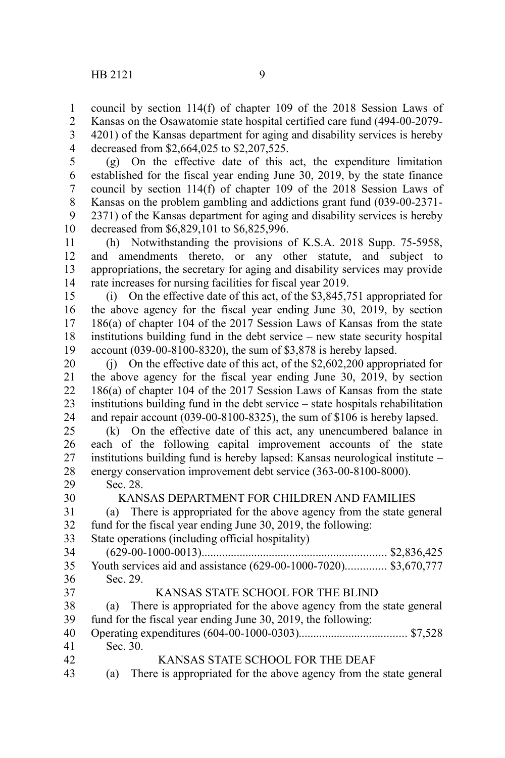council by section 114(f) of chapter 109 of the 2018 Session Laws of Kansas on the Osawatomie state hospital certified care fund (494-00-2079-4201) of the Kansas department for aging and disability services is hereby decreased from $2,664,025 to $2,207,525.

(g) On the effective date of this act, the expenditure limitation established for the fiscal year ending June 30, 2019, by the state finance council by section 114(f) of chapter 109 of the 2018 Session Laws of Kansas on the problem gambling and addictions grant fund (039-00-2371-2371) of the Kansas department for aging and disability services is hereby decreased from $6,829,101 to $6,825,996.

(h) Notwithstanding the provisions of K.S.A. 2018 Supp. 75-5958, and amendments thereto, or any other statute, and subject to appropriations, the secretary for aging and disability services may provide rate increases for nursing facilities for fiscal year 2019.

(i) On the effective date of this act, of the $3,845,751 appropriated for the above agency for the fiscal year ending June 30, 2019, by section 186(a) of chapter 104 of the 2017 Session Laws of Kansas from the state institutions building fund in the debt service – new state security hospital account (039-00-8100-8320), the sum of $3,878 is hereby lapsed.

(j) On the effective date of this act, of the $2,602,200 appropriated for the above agency for the fiscal year ending June 30, 2019, by section 186(a) of chapter 104 of the 2017 Session Laws of Kansas from the state institutions building fund in the debt service – state hospitals rehabilitation and repair account (039-00-8100-8325), the sum of $106 is hereby lapsed.

(k) On the effective date of this act, any unencumbered balance in each of the following capital improvement accounts of the state institutions building fund is hereby lapsed: Kansas neurological institute – energy conservation improvement debt service (363-00-8100-8000).

Sec. 28.

KANSAS DEPARTMENT FOR CHILDREN AND FAMILIES

(a) There is appropriated for the above agency from the state general fund for the fiscal year ending June 30, 2019, the following:

State operations (including official hospitality) (629-00-1000-0013)............................................................... $2,836,425

Youth services aid and assistance (629-00-1000-7020).............. $3,670,777

Sec. 29.

KANSAS STATE SCHOOL FOR THE BLIND

(a) There is appropriated for the above agency from the state general fund for the fiscal year ending June 30, 2019, the following:

Operating expenditures (604-00-1000-0303).................................... $7,528

Sec. 30.

KANSAS STATE SCHOOL FOR THE DEAF

(a) There is appropriated for the above agency from the state general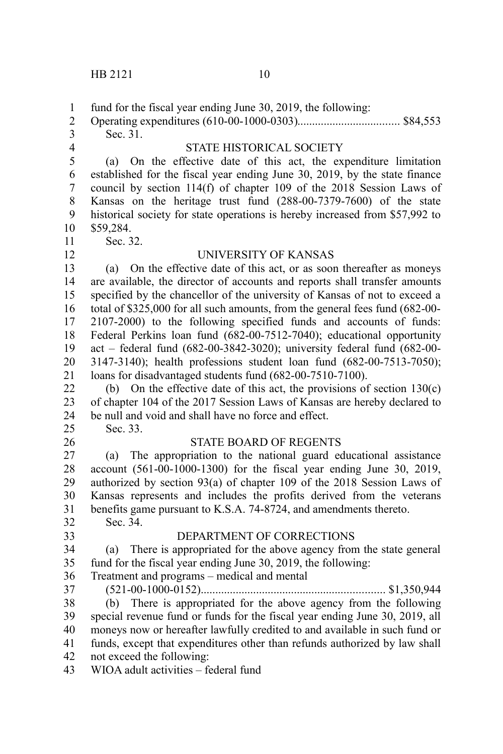fund for the fiscal year ending June 30, 2019, the following:

Operating expenditures (610-00-1000-0303)................................... $84,553

Sec. 31.

STATE HISTORICAL SOCIETY

(a) On the effective date of this act, the expenditure limitation established for the fiscal year ending June 30, 2019, by the state finance council by section 114(f) of chapter 109 of the 2018 Session Laws of Kansas on the heritage trust fund (288-00-7379-7600) of the state historical society for state operations is hereby increased from $57,992 to $59,284.

Sec. 32.

UNIVERSITY OF KANSAS

(a) On the effective date of this act, or as soon thereafter as moneys are available, the director of accounts and reports shall transfer amounts specified by the chancellor of the university of Kansas of not to exceed a total of $325,000 for all such amounts, from the general fees fund (682-00-2107-2000) to the following specified funds and accounts of funds: Federal Perkins loan fund (682-00-7512-7040); educational opportunity act – federal fund (682-00-3842-3020); university federal fund (682-00-3147-3140); health professions student loan fund (682-00-7513-7050); loans for disadvantaged students fund (682-00-7510-7100).

(b) On the effective date of this act, the provisions of section 130(c) of chapter 104 of the 2017 Session Laws of Kansas are hereby declared to be null and void and shall have no force and effect.

Sec. 33.

STATE BOARD OF REGENTS

(a) The appropriation to the national guard educational assistance account (561-00-1000-1300) for the fiscal year ending June 30, 2019, authorized by section 93(a) of chapter 109 of the 2018 Session Laws of Kansas represents and includes the profits derived from the veterans benefits game pursuant to K.S.A. 74-8724, and amendments thereto.

Sec. 34.

DEPARTMENT OF CORRECTIONS

(a) There is appropriated for the above agency from the state general fund for the fiscal year ending June 30, 2019, the following:

Treatment and programs – medical and mental (521-00-1000-0152)............................................................... $1,350,944

(b) There is appropriated for the above agency from the following special revenue fund or funds for the fiscal year ending June 30, 2019, all moneys now or hereafter lawfully credited to and available in such fund or funds, except that expenditures other than refunds authorized by law shall not exceed the following:

WIOA adult activities – federal fund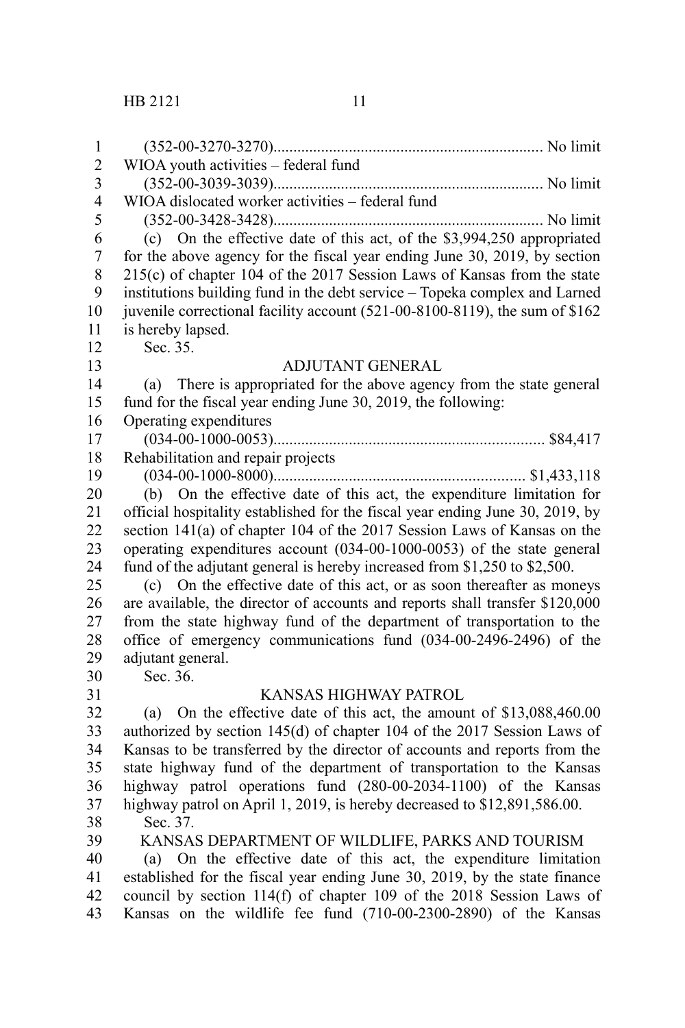(352-00-3270-3270).................................................................... No limit
WIOA youth activities – federal fund
(352-00-3039-3039).................................................................... No limit
WIOA dislocated worker activities – federal fund
(352-00-3428-3428).................................................................... No limit

(c) On the effective date of this act, of the $3,994,250 appropriated for the above agency for the fiscal year ending June 30, 2019, by section 215(c) of chapter 104 of the 2017 Session Laws of Kansas from the state institutions building fund in the debt service – Topeka complex and Larned juvenile correctional facility account (521-00-8100-8119), the sum of $162 is hereby lapsed.

Sec. 35.

ADJUTANT GENERAL

(a) There is appropriated for the above agency from the state general fund for the fiscal year ending June 30, 2019, the following:

Operating expenditures
(034-00-1000-0053).................................................................... $84,417
Rehabilitation and repair projects
(034-00-1000-8000)............................................................... $1,433,118

(b) On the effective date of this act, the expenditure limitation for official hospitality established for the fiscal year ending June 30, 2019, by section 141(a) of chapter 104 of the 2017 Session Laws of Kansas on the operating expenditures account (034-00-1000-0053) of the state general fund of the adjutant general is hereby increased from $1,250 to $2,500.

(c) On the effective date of this act, or as soon thereafter as moneys are available, the director of accounts and reports shall transfer $120,000 from the state highway fund of the department of transportation to the office of emergency communications fund (034-00-2496-2496) of the adjutant general.

Sec. 36.

KANSAS HIGHWAY PATROL

(a) On the effective date of this act, the amount of $13,088,460.00 authorized by section 145(d) of chapter 104 of the 2017 Session Laws of Kansas to be transferred by the director of accounts and reports from the state highway fund of the department of transportation to the Kansas highway patrol operations fund (280-00-2034-1100) of the Kansas highway patrol on April 1, 2019, is hereby decreased to $12,891,586.00.

Sec. 37.

KANSAS DEPARTMENT OF WILDLIFE, PARKS AND TOURISM

(a) On the effective date of this act, the expenditure limitation established for the fiscal year ending June 30, 2019, by the state finance council by section 114(f) of chapter 109 of the 2018 Session Laws of Kansas on the wildlife fee fund (710-00-2300-2890) of the Kansas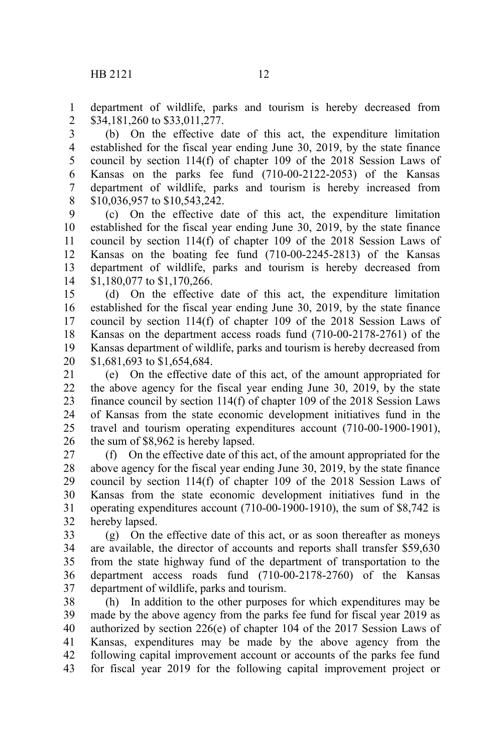department of wildlife, parks and tourism is hereby decreased from $34,181,260 to $33,011,277.

(b) On the effective date of this act, the expenditure limitation established for the fiscal year ending June 30, 2019, by the state finance council by section 114(f) of chapter 109 of the 2018 Session Laws of Kansas on the parks fee fund (710-00-2122-2053) of the Kansas department of wildlife, parks and tourism is hereby increased from $10,036,957 to $10,543,242.

(c) On the effective date of this act, the expenditure limitation established for the fiscal year ending June 30, 2019, by the state finance council by section 114(f) of chapter 109 of the 2018 Session Laws of Kansas on the boating fee fund (710-00-2245-2813) of the Kansas department of wildlife, parks and tourism is hereby decreased from $1,180,077 to $1,170,266.

(d) On the effective date of this act, the expenditure limitation established for the fiscal year ending June 30, 2019, by the state finance council by section 114(f) of chapter 109 of the 2018 Session Laws of Kansas on the department access roads fund (710-00-2178-2761) of the Kansas department of wildlife, parks and tourism is hereby decreased from $1,681,693 to $1,654,684.

(e) On the effective date of this act, of the amount appropriated for the above agency for the fiscal year ending June 30, 2019, by the state finance council by section 114(f) of chapter 109 of the 2018 Session Laws of Kansas from the state economic development initiatives fund in the travel and tourism operating expenditures account (710-00-1900-1901), the sum of $8,962 is hereby lapsed.

(f) On the effective date of this act, of the amount appropriated for the above agency for the fiscal year ending June 30, 2019, by the state finance council by section 114(f) of chapter 109 of the 2018 Session Laws of Kansas from the state economic development initiatives fund in the operating expenditures account (710-00-1900-1910), the sum of $8,742 is hereby lapsed.

(g) On the effective date of this act, or as soon thereafter as moneys are available, the director of accounts and reports shall transfer $59,630 from the state highway fund of the department of transportation to the department access roads fund (710-00-2178-2760) of the Kansas department of wildlife, parks and tourism.

(h) In addition to the other purposes for which expenditures may be made by the above agency from the parks fee fund for fiscal year 2019 as authorized by section 226(e) of chapter 104 of the 2017 Session Laws of Kansas, expenditures may be made by the above agency from the following capital improvement account or accounts of the parks fee fund for fiscal year 2019 for the following capital improvement project or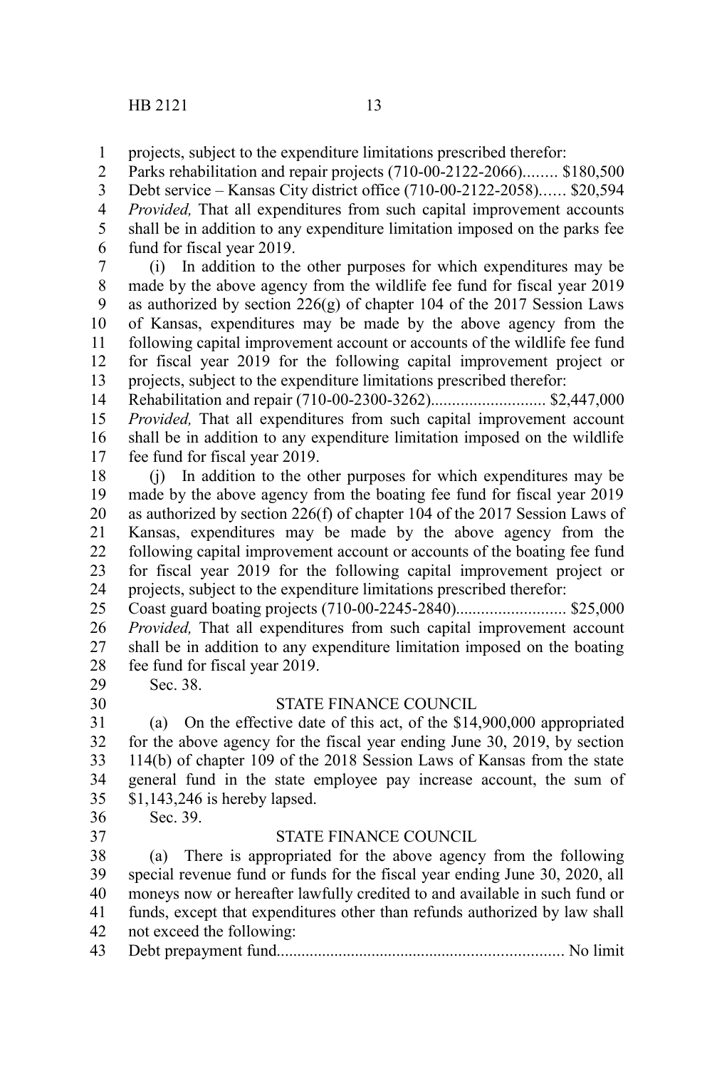projects, subject to the expenditure limitations prescribed therefor:

Parks rehabilitation and repair projects (710-00-2122-2066)........ $180,500

Debt service – Kansas City district office (710-00-2122-2058)…… $20,594

*Provided,* That all expenditures from such capital improvement accounts shall be in addition to any expenditure limitation imposed on the parks fee fund for fiscal year 2019.

(i) In addition to the other purposes for which expenditures may be made by the above agency from the wildlife fee fund for fiscal year 2019 as authorized by section 226(g) of chapter 104 of the 2017 Session Laws of Kansas, expenditures may be made by the above agency from the following capital improvement account or accounts of the wildlife fee fund for fiscal year 2019 for the following capital improvement project or projects, subject to the expenditure limitations prescribed therefor:

Rehabilitation and repair (710-00-2300-3262)........................... $2,447,000

*Provided,* That all expenditures from such capital improvement account shall be in addition to any expenditure limitation imposed on the wildlife fee fund for fiscal year 2019.

(j) In addition to the other purposes for which expenditures may be made by the above agency from the boating fee fund for fiscal year 2019 as authorized by section 226(f) of chapter 104 of the 2017 Session Laws of Kansas, expenditures may be made by the above agency from the following capital improvement account or accounts of the boating fee fund for fiscal year 2019 for the following capital improvement project or projects, subject to the expenditure limitations prescribed therefor:

Coast guard boating projects (710-00-2245-2840).......................... $25,000

*Provided,* That all expenditures from such capital improvement account shall be in addition to any expenditure limitation imposed on the boating fee fund for fiscal year 2019.

Sec. 38.

STATE FINANCE COUNCIL

(a) On the effective date of this act, of the $14,900,000 appropriated for the above agency for the fiscal year ending June 30, 2019, by section 114(b) of chapter 109 of the 2018 Session Laws of Kansas from the state general fund in the state employee pay increase account, the sum of $1,143,246 is hereby lapsed.

Sec. 39.

STATE FINANCE COUNCIL

(a) There is appropriated for the above agency from the following special revenue fund or funds for the fiscal year ending June 30, 2020, all moneys now or hereafter lawfully credited to and available in such fund or funds, except that expenditures other than refunds authorized by law shall not exceed the following:

Debt prepayment fund.................................................................... No limit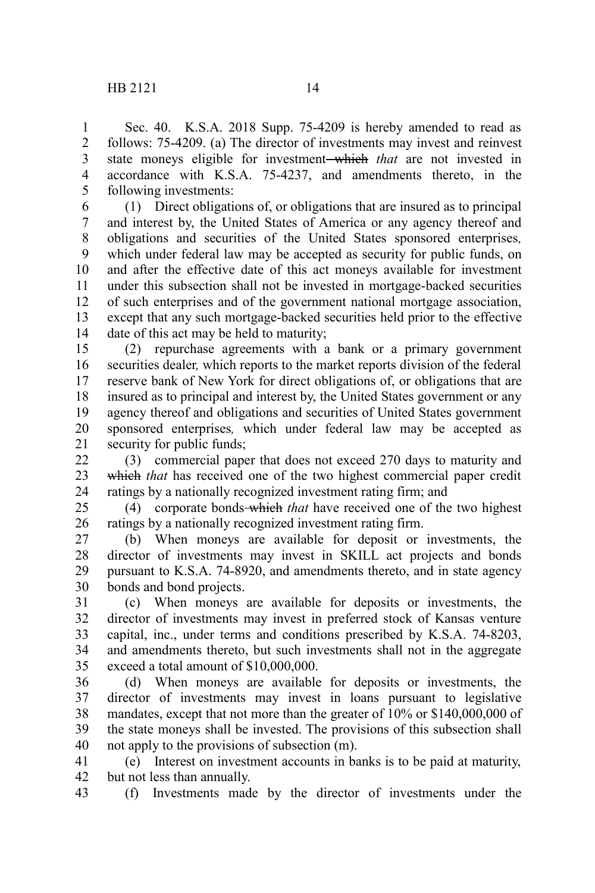Sec. 40. K.S.A. 2018 Supp. 75-4209 is hereby amended to read as follows: 75-4209. (a) The director of investments may invest and reinvest state moneys eligible for investment ~~which~~ *that* are not invested in accordance with K.S.A. 75-4237, and amendments thereto, in the following investments:

(1) Direct obligations of, or obligations that are insured as to principal and interest by, the United States of America or any agency thereof and obligations and securities of the United States sponsored enterprises*,* which under federal law may be accepted as security for public funds, on and after the effective date of this act moneys available for investment under this subsection shall not be invested in mortgage-backed securities of such enterprises and of the government national mortgage association, except that any such mortgage-backed securities held prior to the effective date of this act may be held to maturity;

(2) repurchase agreements with a bank or a primary government securities dealer*,* which reports to the market reports division of the federal reserve bank of New York for direct obligations of, or obligations that are insured as to principal and interest by, the United States government or any agency thereof and obligations and securities of United States government sponsored enterprises*,* which under federal law may be accepted as security for public funds;

(3) commercial paper that does not exceed 270 days to maturity and ~~which~~ *that* has received one of the two highest commercial paper credit ratings by a nationally recognized investment rating firm; and

(4) corporate bonds ~~which~~ *that* have received one of the two highest ratings by a nationally recognized investment rating firm.

(b) When moneys are available for deposit or investments, the director of investments may invest in SKILL act projects and bonds pursuant to K.S.A. 74-8920, and amendments thereto, and in state agency bonds and bond projects.

(c) When moneys are available for deposits or investments, the director of investments may invest in preferred stock of Kansas venture capital, inc., under terms and conditions prescribed by K.S.A. 74-8203, and amendments thereto, but such investments shall not in the aggregate exceed a total amount of $10,000,000.

(d) When moneys are available for deposits or investments, the director of investments may invest in loans pursuant to legislative mandates, except that not more than the greater of 10% or $140,000,000 of the state moneys shall be invested. The provisions of this subsection shall not apply to the provisions of subsection (m).

(e) Interest on investment accounts in banks is to be paid at maturity, but not less than annually.

(f) Investments made by the director of investments under the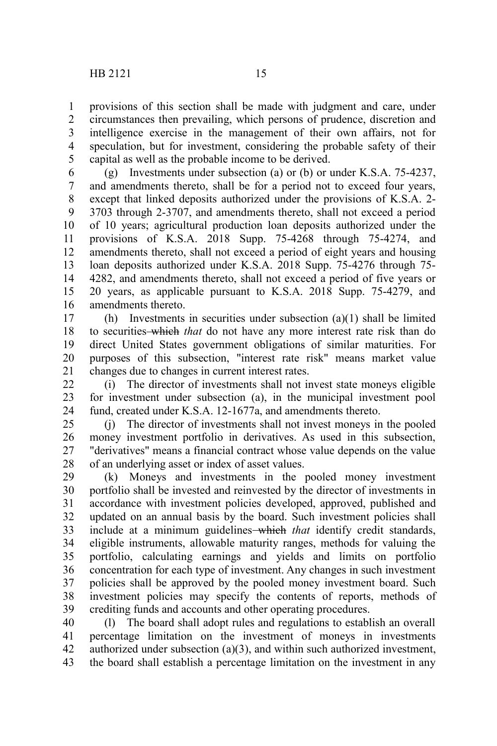provisions of this section shall be made with judgment and care, under circumstances then prevailing, which persons of prudence, discretion and intelligence exercise in the management of their own affairs, not for speculation, but for investment, considering the probable safety of their capital as well as the probable income to be derived.

(g) Investments under subsection (a) or (b) or under K.S.A. 75-4237, and amendments thereto, shall be for a period not to exceed four years, except that linked deposits authorized under the provisions of K.S.A. 2-3703 through 2-3707, and amendments thereto, shall not exceed a period of 10 years; agricultural production loan deposits authorized under the provisions of K.S.A. 2018 Supp. 75-4268 through 75-4274, and amendments thereto, shall not exceed a period of eight years and housing loan deposits authorized under K.S.A. 2018 Supp. 75-4276 through 75-4282, and amendments thereto, shall not exceed a period of five years or 20 years, as applicable pursuant to K.S.A. 2018 Supp. 75-4279, and amendments thereto.

(h) Investments in securities under subsection (a)(1) shall be limited to securities ~~which~~ *that* do not have any more interest rate risk than do direct United States government obligations of similar maturities. For purposes of this subsection, "interest rate risk" means market value changes due to changes in current interest rates.

(i) The director of investments shall not invest state moneys eligible for investment under subsection (a), in the municipal investment pool fund, created under K.S.A. 12-1677a, and amendments thereto.

(j) The director of investments shall not invest moneys in the pooled money investment portfolio in derivatives. As used in this subsection, "derivatives" means a financial contract whose value depends on the value of an underlying asset or index of asset values.

(k) Moneys and investments in the pooled money investment portfolio shall be invested and reinvested by the director of investments in accordance with investment policies developed, approved, published and updated on an annual basis by the board. Such investment policies shall include at a minimum guidelines ~~which~~ *that* identify credit standards, eligible instruments, allowable maturity ranges, methods for valuing the portfolio, calculating earnings and yields and limits on portfolio concentration for each type of investment. Any changes in such investment policies shall be approved by the pooled money investment board. Such investment policies may specify the contents of reports, methods of crediting funds and accounts and other operating procedures.

(l) The board shall adopt rules and regulations to establish an overall percentage limitation on the investment of moneys in investments authorized under subsection (a)(3), and within such authorized investment, the board shall establish a percentage limitation on the investment in any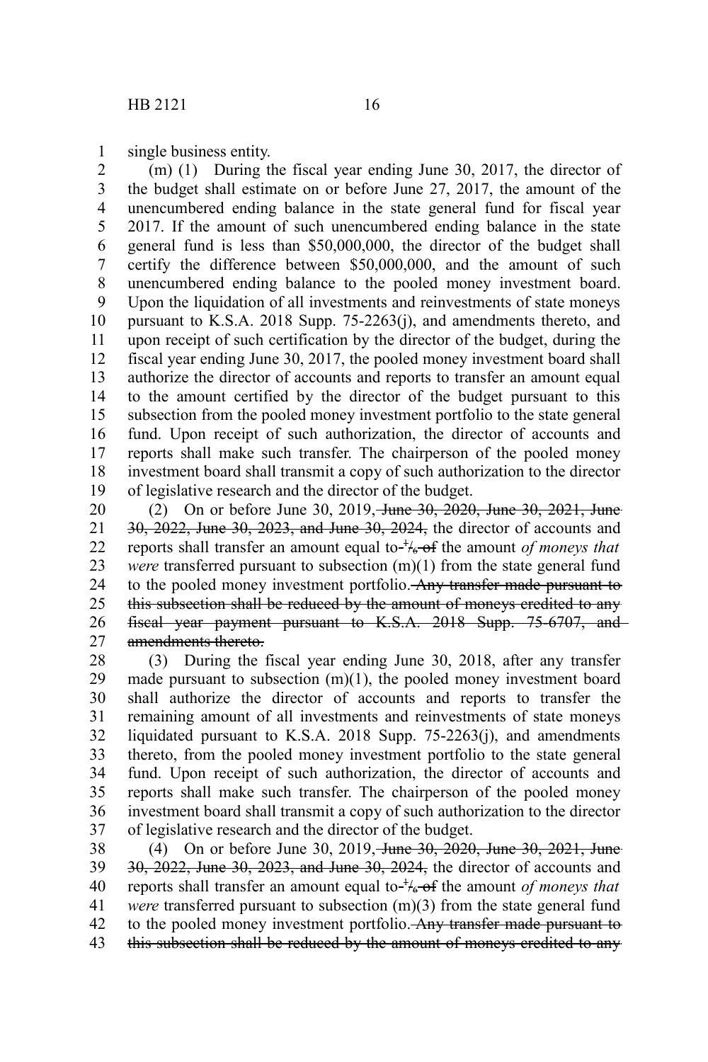single business entity.

(m) (1) During the fiscal year ending June 30, 2017, the director of the budget shall estimate on or before June 27, 2017, the amount of the unencumbered ending balance in the state general fund for fiscal year 2017. If the amount of such unencumbered ending balance in the state general fund is less than $50,000,000, the director of the budget shall certify the difference between $50,000,000, and the amount of such unencumbered ending balance to the pooled money investment board. Upon the liquidation of all investments and reinvestments of state moneys pursuant to K.S.A. 2018 Supp. 75-2263(j), and amendments thereto, and upon receipt of such certification by the director of the budget, during the fiscal year ending June 30, 2017, the pooled money investment board shall authorize the director of accounts and reports to transfer an amount equal to the amount certified by the director of the budget pursuant to this subsection from the pooled money investment portfolio to the state general fund. Upon receipt of such authorization, the director of accounts and reports shall make such transfer. The chairperson of the pooled money investment board shall transmit a copy of such authorization to the director of legislative research and the director of the budget.

(2) On or before June 30, 2019, ~~June 30, 2020, June 30, 2021, June 30, 2022, June 30, 2023, and June 30, 2024,~~ the director of accounts and reports shall transfer an amount equal to ~~1/6 of~~ the amount *of moneys that were* transferred pursuant to subsection (m)(1) from the state general fund to the pooled money investment portfolio. ~~Any transfer made pursuant to this subsection shall be reduced by the amount of moneys credited to any fiscal year payment pursuant to K.S.A. 2018 Supp. 75-6707, and amendments thereto.~~

(3) During the fiscal year ending June 30, 2018, after any transfer made pursuant to subsection (m)(1), the pooled money investment board shall authorize the director of accounts and reports to transfer the remaining amount of all investments and reinvestments of state moneys liquidated pursuant to K.S.A. 2018 Supp. 75-2263(j), and amendments thereto, from the pooled money investment portfolio to the state general fund. Upon receipt of such authorization, the director of accounts and reports shall make such transfer. The chairperson of the pooled money investment board shall transmit a copy of such authorization to the director of legislative research and the director of the budget.

(4) On or before June 30, 2019, ~~June 30, 2020, June 30, 2021, June 30, 2022, June 30, 2023, and June 30, 2024,~~ the director of accounts and reports shall transfer an amount equal to ~~1/6 of~~ the amount *of moneys that were* transferred pursuant to subsection (m)(3) from the state general fund to the pooled money investment portfolio. ~~Any transfer made pursuant to this subsection shall be reduced by the amount of moneys credited to any~~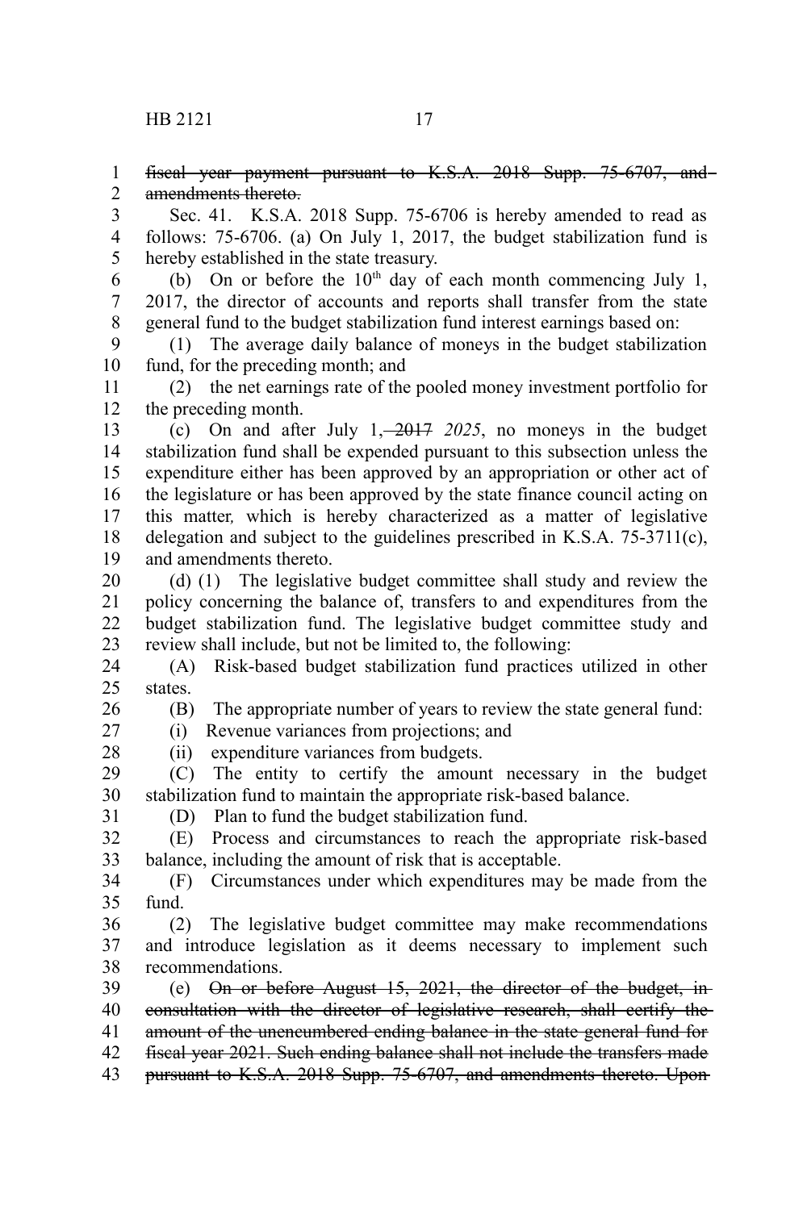~~fiscal year payment pursuant to K.S.A. 2018 Supp. 75-6707, and amendments thereto.~~

Sec. 41. K.S.A. 2018 Supp. 75-6706 is hereby amended to read as follows: 75-6706. (a) On July 1, 2017, the budget stabilization fund is hereby established in the state treasury.

(b) On or before the 10th day of each month commencing July 1, 2017, the director of accounts and reports shall transfer from the state general fund to the budget stabilization fund interest earnings based on:

(1) The average daily balance of moneys in the budget stabilization fund, for the preceding month; and

(2) the net earnings rate of the pooled money investment portfolio for the preceding month.

(c) On and after July 1, ~~2017~~ *2025*, no moneys in the budget stabilization fund shall be expended pursuant to this subsection unless the expenditure either has been approved by an appropriation or other act of the legislature or has been approved by the state finance council acting on this matter, which is hereby characterized as a matter of legislative delegation and subject to the guidelines prescribed in K.S.A. 75-3711(c), and amendments thereto.

(d) (1) The legislative budget committee shall study and review the policy concerning the balance of, transfers to and expenditures from the budget stabilization fund. The legislative budget committee study and review shall include, but not be limited to, the following:

(A) Risk-based budget stabilization fund practices utilized in other states.

(B) The appropriate number of years to review the state general fund:

(i) Revenue variances from projections; and

(ii) expenditure variances from budgets.

(C) The entity to certify the amount necessary in the budget stabilization fund to maintain the appropriate risk-based balance.

(D) Plan to fund the budget stabilization fund.

(E) Process and circumstances to reach the appropriate risk-based balance, including the amount of risk that is acceptable.

(F) Circumstances under which expenditures may be made from the fund.

(2) The legislative budget committee may make recommendations and introduce legislation as it deems necessary to implement such recommendations.

(e) ~~On or before August 15, 2021, the director of the budget, in consultation with the director of legislative research, shall certify the amount of the unencumbered ending balance in the state general fund for fiscal year 2021. Such ending balance shall not include the transfers made pursuant to K.S.A. 2018 Supp. 75-6707, and amendments thereto. Upon~~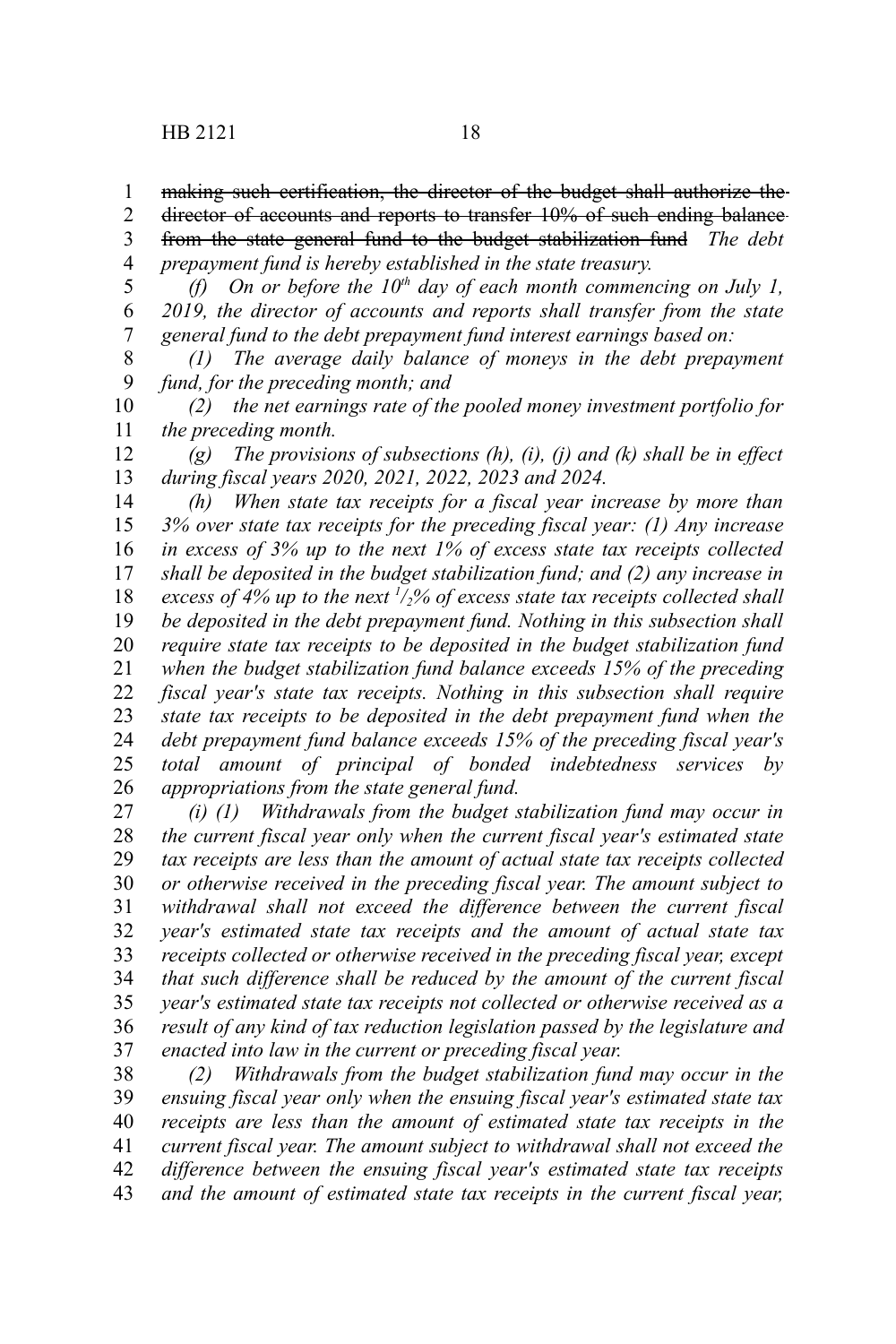~~making such certification, the director of the budget shall authorize the director of accounts and reports to transfer 10% of such ending balance from the state general fund to the budget stabilization fund~~ *The debt prepayment fund is hereby established in the state treasury.*

*(f) On or before the 10th day of each month commencing on July 1, 2019, the director of accounts and reports shall transfer from the state general fund to the debt prepayment fund interest earnings based on:*

*(1) The average daily balance of moneys in the debt prepayment fund, for the preceding month; and*

*(2) the net earnings rate of the pooled money investment portfolio for the preceding month.*

*(g) The provisions of subsections (h), (i), (j) and (k) shall be in effect during fiscal years 2020, 2021, 2022, 2023 and 2024.*

*(h) When state tax receipts for a fiscal year increase by more than 3% over state tax receipts for the preceding fiscal year: (1) Any increase in excess of 3% up to the next 1% of excess state tax receipts collected shall be deposited in the budget stabilization fund; and (2) any increase in excess of 4% up to the next 1/2% of excess state tax receipts collected shall be deposited in the debt prepayment fund. Nothing in this subsection shall require state tax receipts to be deposited in the budget stabilization fund when the budget stabilization fund balance exceeds 15% of the preceding fiscal year's state tax receipts. Nothing in this subsection shall require state tax receipts to be deposited in the debt prepayment fund when the debt prepayment fund balance exceeds 15% of the preceding fiscal year's total amount of principal of bonded indebtedness services by appropriations from the state general fund.*

*(i) (1) Withdrawals from the budget stabilization fund may occur in the current fiscal year only when the current fiscal year's estimated state tax receipts are less than the amount of actual state tax receipts collected or otherwise received in the preceding fiscal year. The amount subject to withdrawal shall not exceed the difference between the current fiscal year's estimated state tax receipts and the amount of actual state tax receipts collected or otherwise received in the preceding fiscal year, except that such difference shall be reduced by the amount of the current fiscal year's estimated state tax receipts not collected or otherwise received as a result of any kind of tax reduction legislation passed by the legislature and enacted into law in the current or preceding fiscal year.*

*(2) Withdrawals from the budget stabilization fund may occur in the ensuing fiscal year only when the ensuing fiscal year's estimated state tax receipts are less than the amount of estimated state tax receipts in the current fiscal year. The amount subject to withdrawal shall not exceed the difference between the ensuing fiscal year's estimated state tax receipts and the amount of estimated state tax receipts in the current fiscal year,*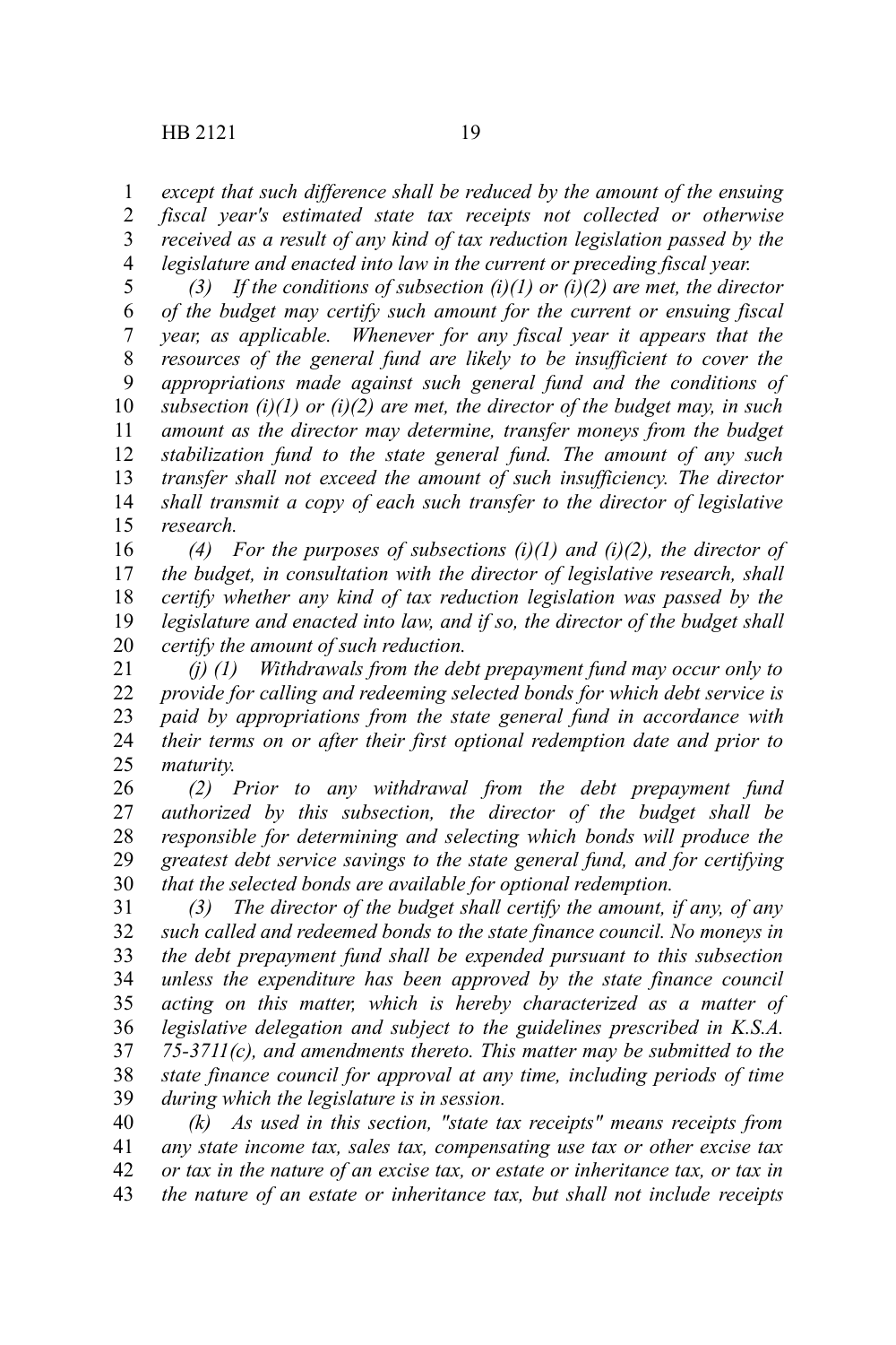*except that such difference shall be reduced by the amount of the ensuing fiscal year's estimated state tax receipts not collected or otherwise received as a result of any kind of tax reduction legislation passed by the legislature and enacted into law in the current or preceding fiscal year.*

*(3) If the conditions of subsection (i)(1) or (i)(2) are met, the director of the budget may certify such amount for the current or ensuing fiscal year, as applicable. Whenever for any fiscal year it appears that the resources of the general fund are likely to be insufficient to cover the appropriations made against such general fund and the conditions of subsection (i)(1) or (i)(2) are met, the director of the budget may, in such amount as the director may determine, transfer moneys from the budget stabilization fund to the state general fund. The amount of any such transfer shall not exceed the amount of such insufficiency. The director shall transmit a copy of each such transfer to the director of legislative research.*

*(4) For the purposes of subsections (i)(1) and (i)(2), the director of the budget, in consultation with the director of legislative research, shall certify whether any kind of tax reduction legislation was passed by the legislature and enacted into law, and if so, the director of the budget shall certify the amount of such reduction.*

*(j) (1) Withdrawals from the debt prepayment fund may occur only to provide for calling and redeeming selected bonds for which debt service is paid by appropriations from the state general fund in accordance with their terms on or after their first optional redemption date and prior to maturity.*

*(2) Prior to any withdrawal from the debt prepayment fund authorized by this subsection, the director of the budget shall be responsible for determining and selecting which bonds will produce the greatest debt service savings to the state general fund, and for certifying that the selected bonds are available for optional redemption.*

*(3) The director of the budget shall certify the amount, if any, of any such called and redeemed bonds to the state finance council. No moneys in the debt prepayment fund shall be expended pursuant to this subsection unless the expenditure has been approved by the state finance council acting on this matter, which is hereby characterized as a matter of legislative delegation and subject to the guidelines prescribed in K.S.A. 75-3711(c), and amendments thereto. This matter may be submitted to the state finance council for approval at any time, including periods of time during which the legislature is in session.*

*(k) As used in this section, "state tax receipts" means receipts from any state income tax, sales tax, compensating use tax or other excise tax or tax in the nature of an excise tax, or estate or inheritance tax, or tax in the nature of an estate or inheritance tax, but shall not include receipts*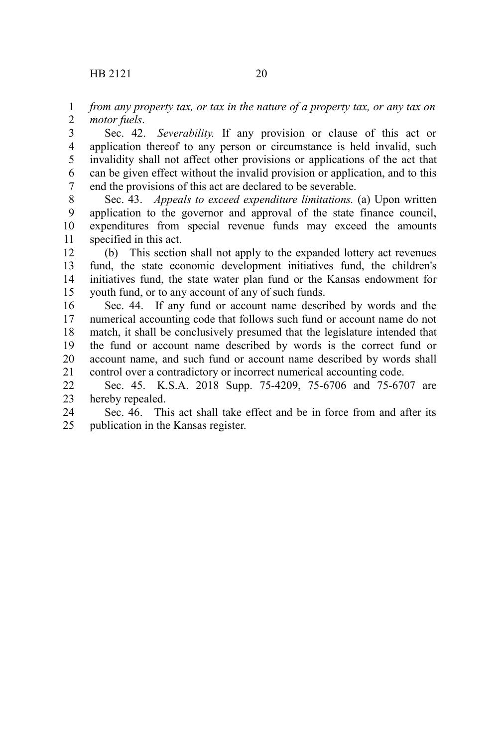*from any property tax, or tax in the nature of a property tax, or any tax on motor fuels*.

Sec. 42. *Severability.* If any provision or clause of this act or application thereof to any person or circumstance is held invalid, such invalidity shall not affect other provisions or applications of the act that can be given effect without the invalid provision or application, and to this end the provisions of this act are declared to be severable.

Sec. 43. *Appeals to exceed expenditure limitations.* (a) Upon written application to the governor and approval of the state finance council, expenditures from special revenue funds may exceed the amounts specified in this act.

(b) This section shall not apply to the expanded lottery act revenues fund, the state economic development initiatives fund, the children's initiatives fund, the state water plan fund or the Kansas endowment for youth fund, or to any account of any of such funds.

Sec. 44. If any fund or account name described by words and the numerical accounting code that follows such fund or account name do not match, it shall be conclusively presumed that the legislature intended that the fund or account name described by words is the correct fund or account name, and such fund or account name described by words shall control over a contradictory or incorrect numerical accounting code.

Sec. 45. K.S.A. 2018 Supp. 75-4209, 75-6706 and 75-6707 are hereby repealed.

Sec. 46. This act shall take effect and be in force from and after its publication in the Kansas register.